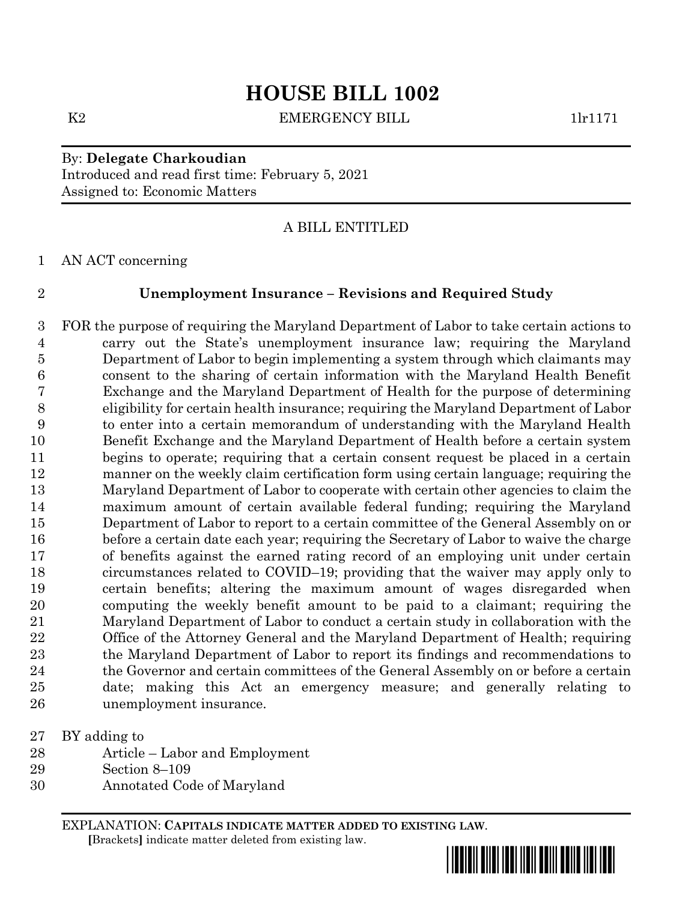# HOUSE BILL 1002

K2 EMERGENCY BILL 1lr1171

By: **Delegate Charkoudian**
Introduced and read first time: February 5, 2021
Assigned to: Economic Matters

A BILL ENTITLED

AN ACT concerning

**Unemployment Insurance – Revisions and Required Study**

FOR the purpose of requiring the Maryland Department of Labor to take certain actions to carry out the State's unemployment insurance law; requiring the Maryland Department of Labor to begin implementing a system through which claimants may consent to the sharing of certain information with the Maryland Health Benefit Exchange and the Maryland Department of Health for the purpose of determining eligibility for certain health insurance; requiring the Maryland Department of Labor to enter into a certain memorandum of understanding with the Maryland Health Benefit Exchange and the Maryland Department of Health before a certain system begins to operate; requiring that a certain consent request be placed in a certain manner on the weekly claim certification form using certain language; requiring the Maryland Department of Labor to cooperate with certain other agencies to claim the maximum amount of certain available federal funding; requiring the Maryland Department of Labor to report to a certain committee of the General Assembly on or before a certain date each year; requiring the Secretary of Labor to waive the charge of benefits against the earned rating record of an employing unit under certain circumstances related to COVID–19; providing that the waiver may apply only to certain benefits; altering the maximum amount of wages disregarded when computing the weekly benefit amount to be paid to a claimant; requiring the Maryland Department of Labor to conduct a certain study in collaboration with the Office of the Attorney General and the Maryland Department of Health; requiring the Maryland Department of Labor to report its findings and recommendations to the Governor and certain committees of the General Assembly on or before a certain date; making this Act an emergency measure; and generally relating to unemployment insurance.

BY adding to
Article – Labor and Employment
Section 8–109
Annotated Code of Maryland

EXPLANATION: **CAPITALS INDICATE MATTER ADDED TO EXISTING LAW**.
**[**Brackets**]** indicate matter deleted from existing law.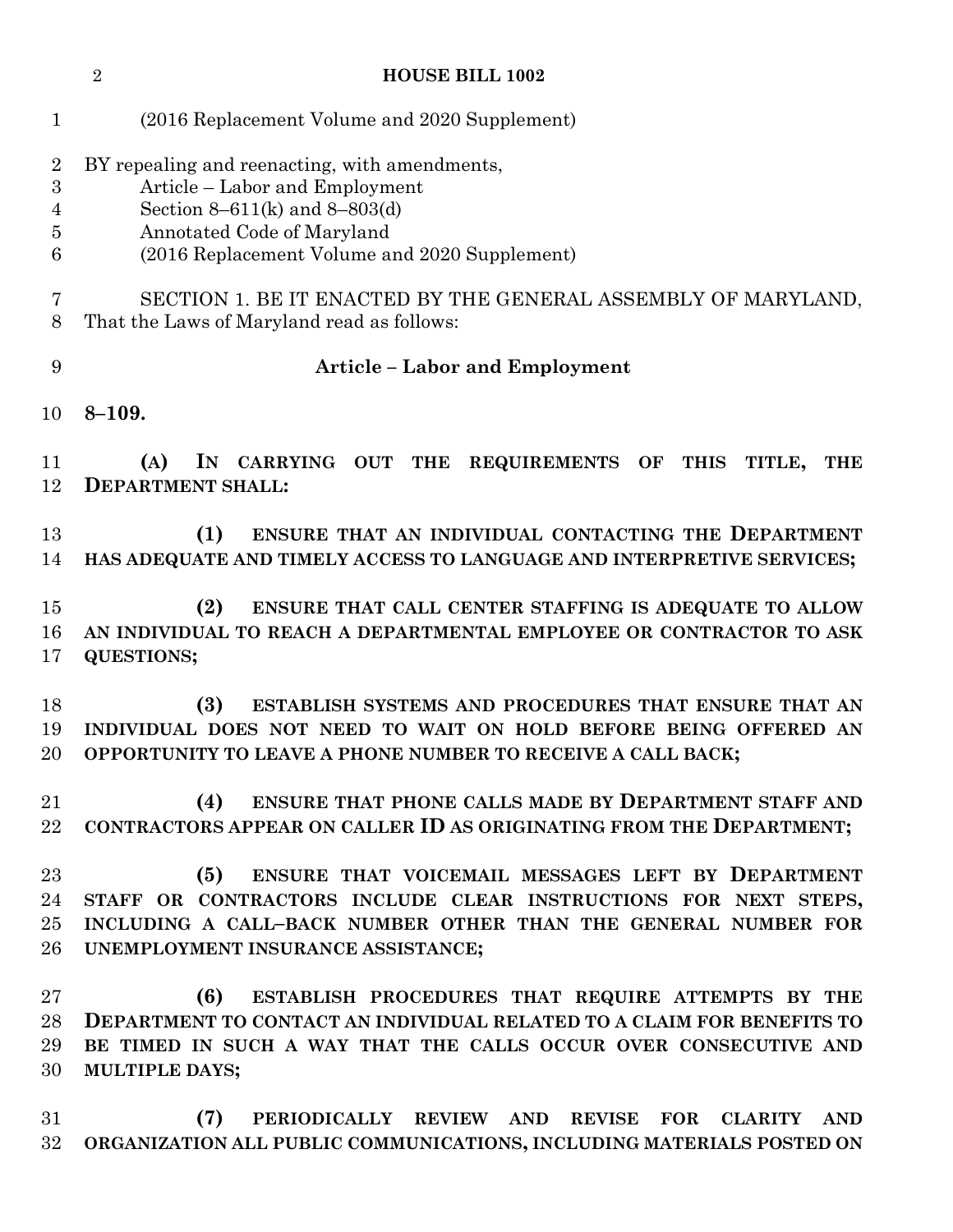(2016 Replacement Volume and 2020 Supplement)

BY repealing and reenacting, with amendments,
Article – Labor and Employment
Section 8–611(k) and 8–803(d)
Annotated Code of Maryland
(2016 Replacement Volume and 2020 Supplement)

SECTION 1. BE IT ENACTED BY THE GENERAL ASSEMBLY OF MARYLAND, That the Laws of Maryland read as follows:

**Article – Labor and Employment**

**8–109.**

**(A) IN CARRYING OUT THE REQUIREMENTS OF THIS TITLE, THE DEPARTMENT SHALL:**

**(1) ENSURE THAT AN INDIVIDUAL CONTACTING THE DEPARTMENT HAS ADEQUATE AND TIMELY ACCESS TO LANGUAGE AND INTERPRETIVE SERVICES;**

**(2) ENSURE THAT CALL CENTER STAFFING IS ADEQUATE TO ALLOW AN INDIVIDUAL TO REACH A DEPARTMENTAL EMPLOYEE OR CONTRACTOR TO ASK QUESTIONS;**

**(3) ESTABLISH SYSTEMS AND PROCEDURES THAT ENSURE THAT AN INDIVIDUAL DOES NOT NEED TO WAIT ON HOLD BEFORE BEING OFFERED AN OPPORTUNITY TO LEAVE A PHONE NUMBER TO RECEIVE A CALL BACK;**

**(4) ENSURE THAT PHONE CALLS MADE BY DEPARTMENT STAFF AND CONTRACTORS APPEAR ON CALLER ID AS ORIGINATING FROM THE DEPARTMENT;**

**(5) ENSURE THAT VOICEMAIL MESSAGES LEFT BY DEPARTMENT STAFF OR CONTRACTORS INCLUDE CLEAR INSTRUCTIONS FOR NEXT STEPS, INCLUDING A CALL–BACK NUMBER OTHER THAN THE GENERAL NUMBER FOR UNEMPLOYMENT INSURANCE ASSISTANCE;**

**(6) ESTABLISH PROCEDURES THAT REQUIRE ATTEMPTS BY THE DEPARTMENT TO CONTACT AN INDIVIDUAL RELATED TO A CLAIM FOR BENEFITS TO BE TIMED IN SUCH A WAY THAT THE CALLS OCCUR OVER CONSECUTIVE AND MULTIPLE DAYS;**

**(7) PERIODICALLY REVIEW AND REVISE FOR CLARITY AND ORGANIZATION ALL PUBLIC COMMUNICATIONS, INCLUDING MATERIALS POSTED ON**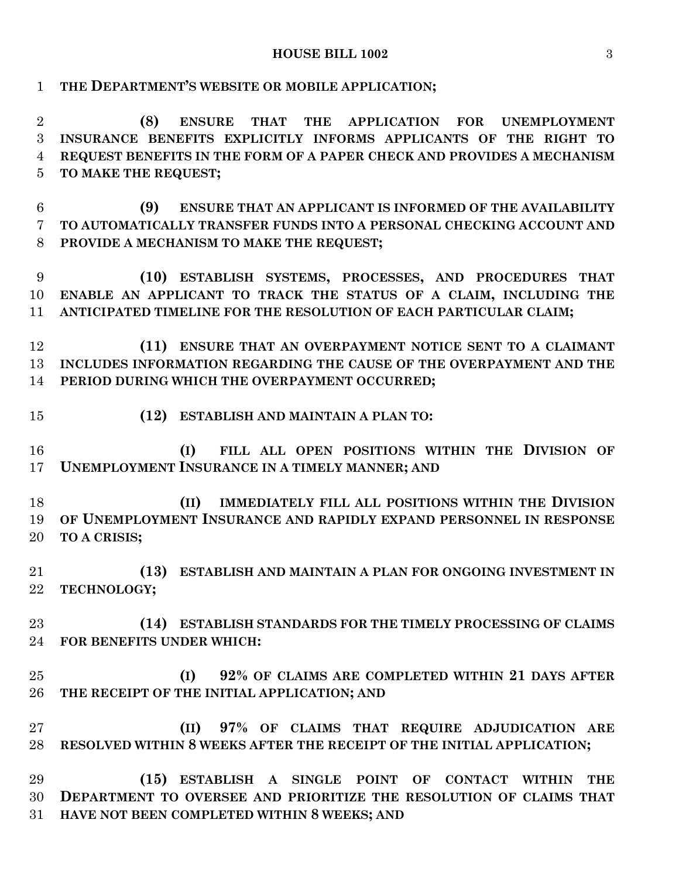**THE DEPARTMENT'S WEBSITE OR MOBILE APPLICATION;**

**(8) ENSURE THAT THE APPLICATION FOR UNEMPLOYMENT INSURANCE BENEFITS EXPLICITLY INFORMS APPLICANTS OF THE RIGHT TO REQUEST BENEFITS IN THE FORM OF A PAPER CHECK AND PROVIDES A MECHANISM TO MAKE THE REQUEST;**

**(9) ENSURE THAT AN APPLICANT IS INFORMED OF THE AVAILABILITY TO AUTOMATICALLY TRANSFER FUNDS INTO A PERSONAL CHECKING ACCOUNT AND PROVIDE A MECHANISM TO MAKE THE REQUEST;**

**(10) ESTABLISH SYSTEMS, PROCESSES, AND PROCEDURES THAT ENABLE AN APPLICANT TO TRACK THE STATUS OF A CLAIM, INCLUDING THE ANTICIPATED TIMELINE FOR THE RESOLUTION OF EACH PARTICULAR CLAIM;**

**(11) ENSURE THAT AN OVERPAYMENT NOTICE SENT TO A CLAIMANT INCLUDES INFORMATION REGARDING THE CAUSE OF THE OVERPAYMENT AND THE PERIOD DURING WHICH THE OVERPAYMENT OCCURRED;**

**(12) ESTABLISH AND MAINTAIN A PLAN TO:**

**(I) FILL ALL OPEN POSITIONS WITHIN THE DIVISION OF UNEMPLOYMENT INSURANCE IN A TIMELY MANNER; AND**

**(II) IMMEDIATELY FILL ALL POSITIONS WITHIN THE DIVISION OF UNEMPLOYMENT INSURANCE AND RAPIDLY EXPAND PERSONNEL IN RESPONSE TO A CRISIS;**

**(13) ESTABLISH AND MAINTAIN A PLAN FOR ONGOING INVESTMENT IN TECHNOLOGY;**

**(14) ESTABLISH STANDARDS FOR THE TIMELY PROCESSING OF CLAIMS FOR BENEFITS UNDER WHICH:**

**(I) 92% OF CLAIMS ARE COMPLETED WITHIN 21 DAYS AFTER THE RECEIPT OF THE INITIAL APPLICATION; AND**

**(II) 97% OF CLAIMS THAT REQUIRE ADJUDICATION ARE RESOLVED WITHIN 8 WEEKS AFTER THE RECEIPT OF THE INITIAL APPLICATION;**

**(15) ESTABLISH A SINGLE POINT OF CONTACT WITHIN THE DEPARTMENT TO OVERSEE AND PRIORITIZE THE RESOLUTION OF CLAIMS THAT HAVE NOT BEEN COMPLETED WITHIN 8 WEEKS; AND**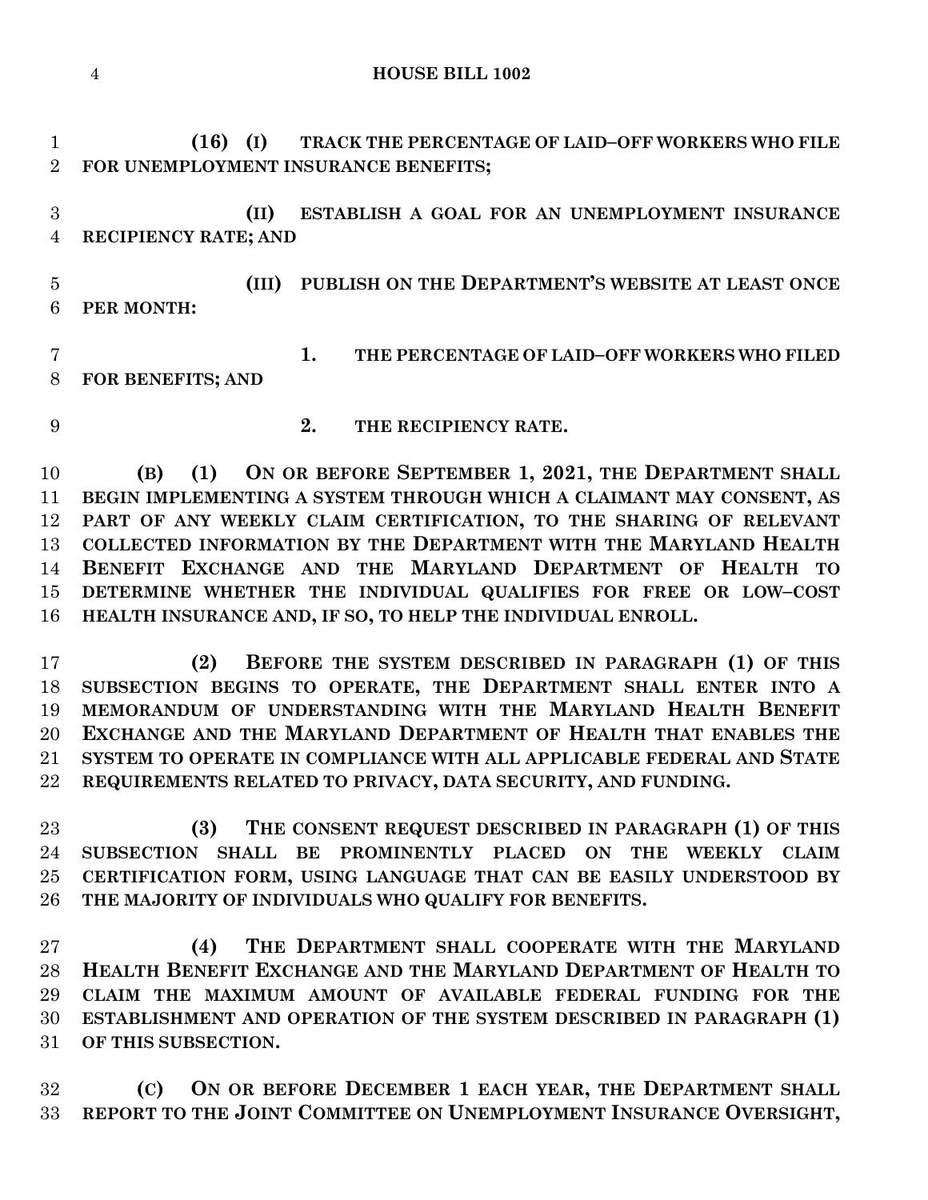**(16) (I) TRACK THE PERCENTAGE OF LAID–OFF WORKERS WHO FILE FOR UNEMPLOYMENT INSURANCE BENEFITS;**

**(II) ESTABLISH A GOAL FOR AN UNEMPLOYMENT INSURANCE RECIPIENCY RATE; AND**

**(III) PUBLISH ON THE DEPARTMENT'S WEBSITE AT LEAST ONCE PER MONTH:**

**1. THE PERCENTAGE OF LAID–OFF WORKERS WHO FILED FOR BENEFITS; AND**

**2. THE RECIPIENCY RATE.**

**(B) (1) ON OR BEFORE SEPTEMBER 1, 2021, THE DEPARTMENT SHALL BEGIN IMPLEMENTING A SYSTEM THROUGH WHICH A CLAIMANT MAY CONSENT, AS PART OF ANY WEEKLY CLAIM CERTIFICATION, TO THE SHARING OF RELEVANT COLLECTED INFORMATION BY THE DEPARTMENT WITH THE MARYLAND HEALTH BENEFIT EXCHANGE AND THE MARYLAND DEPARTMENT OF HEALTH TO DETERMINE WHETHER THE INDIVIDUAL QUALIFIES FOR FREE OR LOW–COST HEALTH INSURANCE AND, IF SO, TO HELP THE INDIVIDUAL ENROLL.**

**(2) BEFORE THE SYSTEM DESCRIBED IN PARAGRAPH (1) OF THIS SUBSECTION BEGINS TO OPERATE, THE DEPARTMENT SHALL ENTER INTO A MEMORANDUM OF UNDERSTANDING WITH THE MARYLAND HEALTH BENEFIT EXCHANGE AND THE MARYLAND DEPARTMENT OF HEALTH THAT ENABLES THE SYSTEM TO OPERATE IN COMPLIANCE WITH ALL APPLICABLE FEDERAL AND STATE REQUIREMENTS RELATED TO PRIVACY, DATA SECURITY, AND FUNDING.**

**(3) THE CONSENT REQUEST DESCRIBED IN PARAGRAPH (1) OF THIS SUBSECTION SHALL BE PROMINENTLY PLACED ON THE WEEKLY CLAIM CERTIFICATION FORM, USING LANGUAGE THAT CAN BE EASILY UNDERSTOOD BY THE MAJORITY OF INDIVIDUALS WHO QUALIFY FOR BENEFITS.**

**(4) THE DEPARTMENT SHALL COOPERATE WITH THE MARYLAND HEALTH BENEFIT EXCHANGE AND THE MARYLAND DEPARTMENT OF HEALTH TO CLAIM THE MAXIMUM AMOUNT OF AVAILABLE FEDERAL FUNDING FOR THE ESTABLISHMENT AND OPERATION OF THE SYSTEM DESCRIBED IN PARAGRAPH (1) OF THIS SUBSECTION.**

**(C) ON OR BEFORE DECEMBER 1 EACH YEAR, THE DEPARTMENT SHALL REPORT TO THE JOINT COMMITTEE ON UNEMPLOYMENT INSURANCE OVERSIGHT,**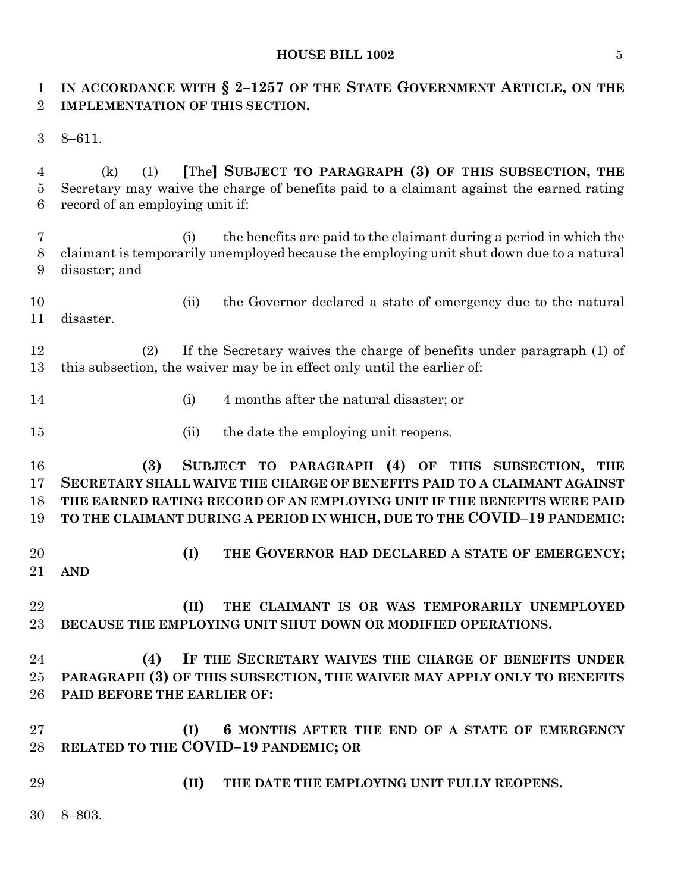**IN ACCORDANCE WITH § 2–1257 OF THE STATE GOVERNMENT ARTICLE, ON THE IMPLEMENTATION OF THIS SECTION.**

8–611.

(k) (1) [The] **SUBJECT TO PARAGRAPH (3) OF THIS SUBSECTION, THE** Secretary may waive the charge of benefits paid to a claimant against the earned rating record of an employing unit if:

(i) the benefits are paid to the claimant during a period in which the claimant is temporarily unemployed because the employing unit shut down due to a natural disaster; and

(ii) the Governor declared a state of emergency due to the natural disaster.

(2) If the Secretary waives the charge of benefits under paragraph (1) of this subsection, the waiver may be in effect only until the earlier of:

(i) 4 months after the natural disaster; or

(ii) the date the employing unit reopens.

**(3) SUBJECT TO PARAGRAPH (4) OF THIS SUBSECTION, THE SECRETARY SHALL WAIVE THE CHARGE OF BENEFITS PAID TO A CLAIMANT AGAINST THE EARNED RATING RECORD OF AN EMPLOYING UNIT IF THE BENEFITS WERE PAID TO THE CLAIMANT DURING A PERIOD IN WHICH, DUE TO THE COVID–19 PANDEMIC:**

**(I) THE GOVERNOR HAD DECLARED A STATE OF EMERGENCY; AND**

**(II) THE CLAIMANT IS OR WAS TEMPORARILY UNEMPLOYED BECAUSE THE EMPLOYING UNIT SHUT DOWN OR MODIFIED OPERATIONS.**

**(4) IF THE SECRETARY WAIVES THE CHARGE OF BENEFITS UNDER PARAGRAPH (3) OF THIS SUBSECTION, THE WAIVER MAY APPLY ONLY TO BENEFITS PAID BEFORE THE EARLIER OF:**

**(I) 6 MONTHS AFTER THE END OF A STATE OF EMERGENCY RELATED TO THE COVID–19 PANDEMIC; OR**

**(II) THE DATE THE EMPLOYING UNIT FULLY REOPENS.**

8–803.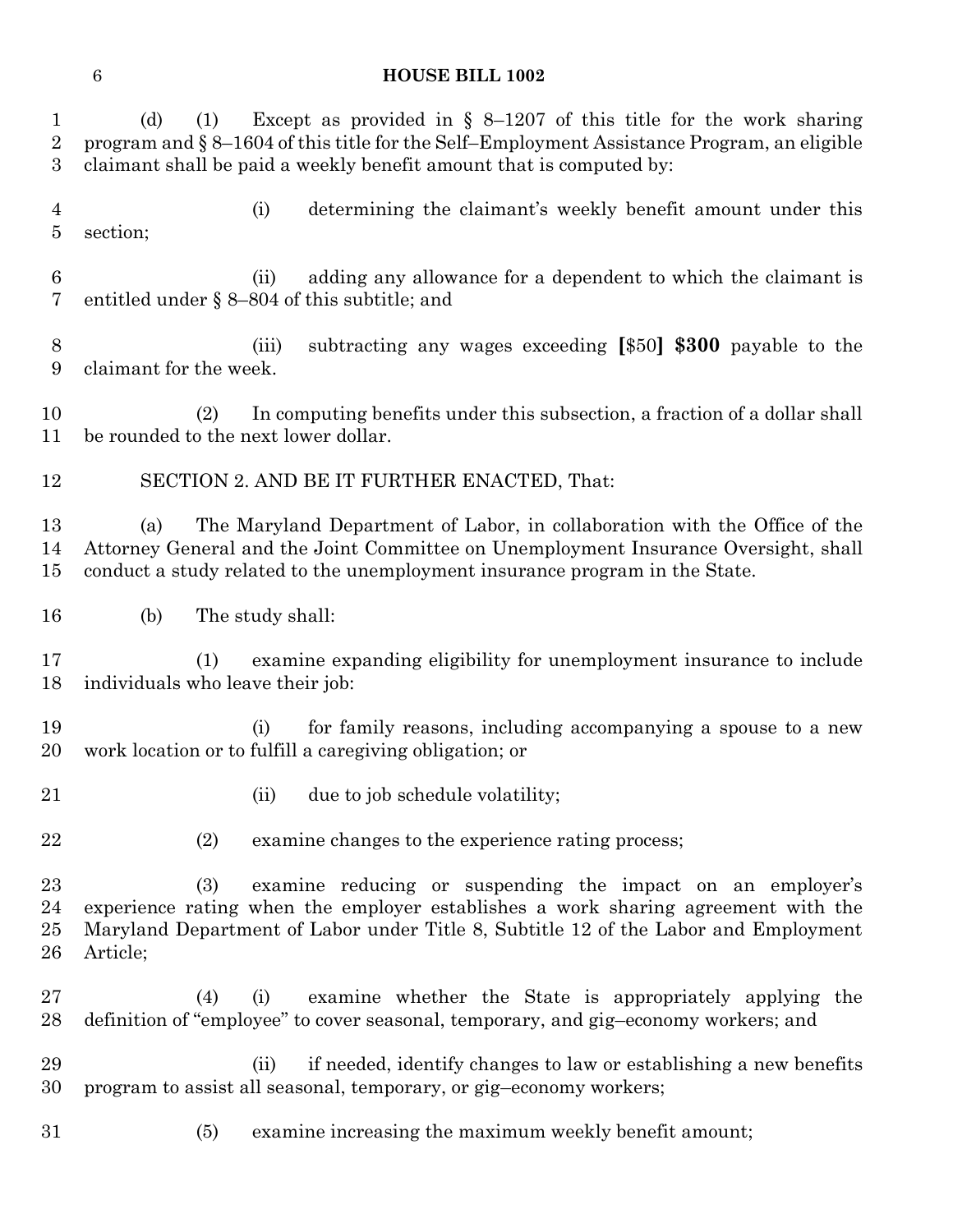(d) (1) Except as provided in § 8–1207 of this title for the work sharing program and § 8–1604 of this title for the Self–Employment Assistance Program, an eligible claimant shall be paid a weekly benefit amount that is computed by:

(i) determining the claimant's weekly benefit amount under this section;

(ii) adding any allowance for a dependent to which the claimant is entitled under § 8–804 of this subtitle; and

(iii) subtracting any wages exceeding **[**$50**]** **$300** payable to the claimant for the week.

(2) In computing benefits under this subsection, a fraction of a dollar shall be rounded to the next lower dollar.

SECTION 2. AND BE IT FURTHER ENACTED, That:

(a) The Maryland Department of Labor, in collaboration with the Office of the Attorney General and the Joint Committee on Unemployment Insurance Oversight, shall conduct a study related to the unemployment insurance program in the State.

(b) The study shall:

(1) examine expanding eligibility for unemployment insurance to include individuals who leave their job:

(i) for family reasons, including accompanying a spouse to a new work location or to fulfill a caregiving obligation; or

(ii) due to job schedule volatility;

(2) examine changes to the experience rating process;

(3) examine reducing or suspending the impact on an employer's experience rating when the employer establishes a work sharing agreement with the Maryland Department of Labor under Title 8, Subtitle 12 of the Labor and Employment Article;

(4) (i) examine whether the State is appropriately applying the definition of "employee" to cover seasonal, temporary, and gig–economy workers; and

(ii) if needed, identify changes to law or establishing a new benefits program to assist all seasonal, temporary, or gig–economy workers;

(5) examine increasing the maximum weekly benefit amount;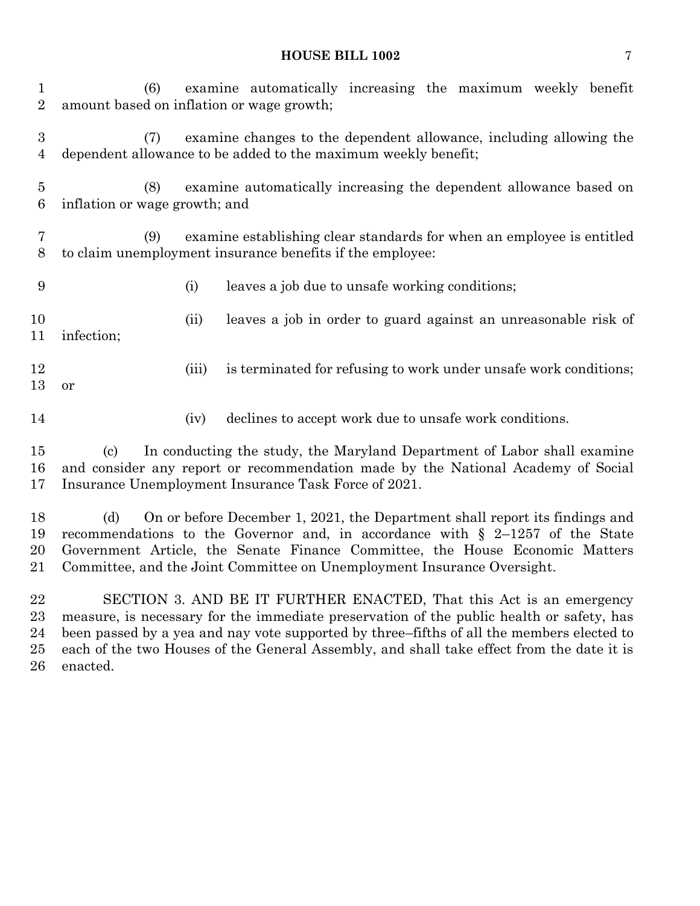(6) examine automatically increasing the maximum weekly benefit amount based on inflation or wage growth;

(7) examine changes to the dependent allowance, including allowing the dependent allowance to be added to the maximum weekly benefit;

(8) examine automatically increasing the dependent allowance based on inflation or wage growth; and

(9) examine establishing clear standards for when an employee is entitled to claim unemployment insurance benefits if the employee:

(i) leaves a job due to unsafe working conditions;

(ii) leaves a job in order to guard against an unreasonable risk of infection;

(iii) is terminated for refusing to work under unsafe work conditions; or

(iv) declines to accept work due to unsafe work conditions.

(c) In conducting the study, the Maryland Department of Labor shall examine and consider any report or recommendation made by the National Academy of Social Insurance Unemployment Insurance Task Force of 2021.

(d) On or before December 1, 2021, the Department shall report its findings and recommendations to the Governor and, in accordance with § 2–1257 of the State Government Article, the Senate Finance Committee, the House Economic Matters Committee, and the Joint Committee on Unemployment Insurance Oversight.

SECTION 3. AND BE IT FURTHER ENACTED, That this Act is an emergency measure, is necessary for the immediate preservation of the public health or safety, has been passed by a yea and nay vote supported by three–fifths of all the members elected to each of the two Houses of the General Assembly, and shall take effect from the date it is enacted.